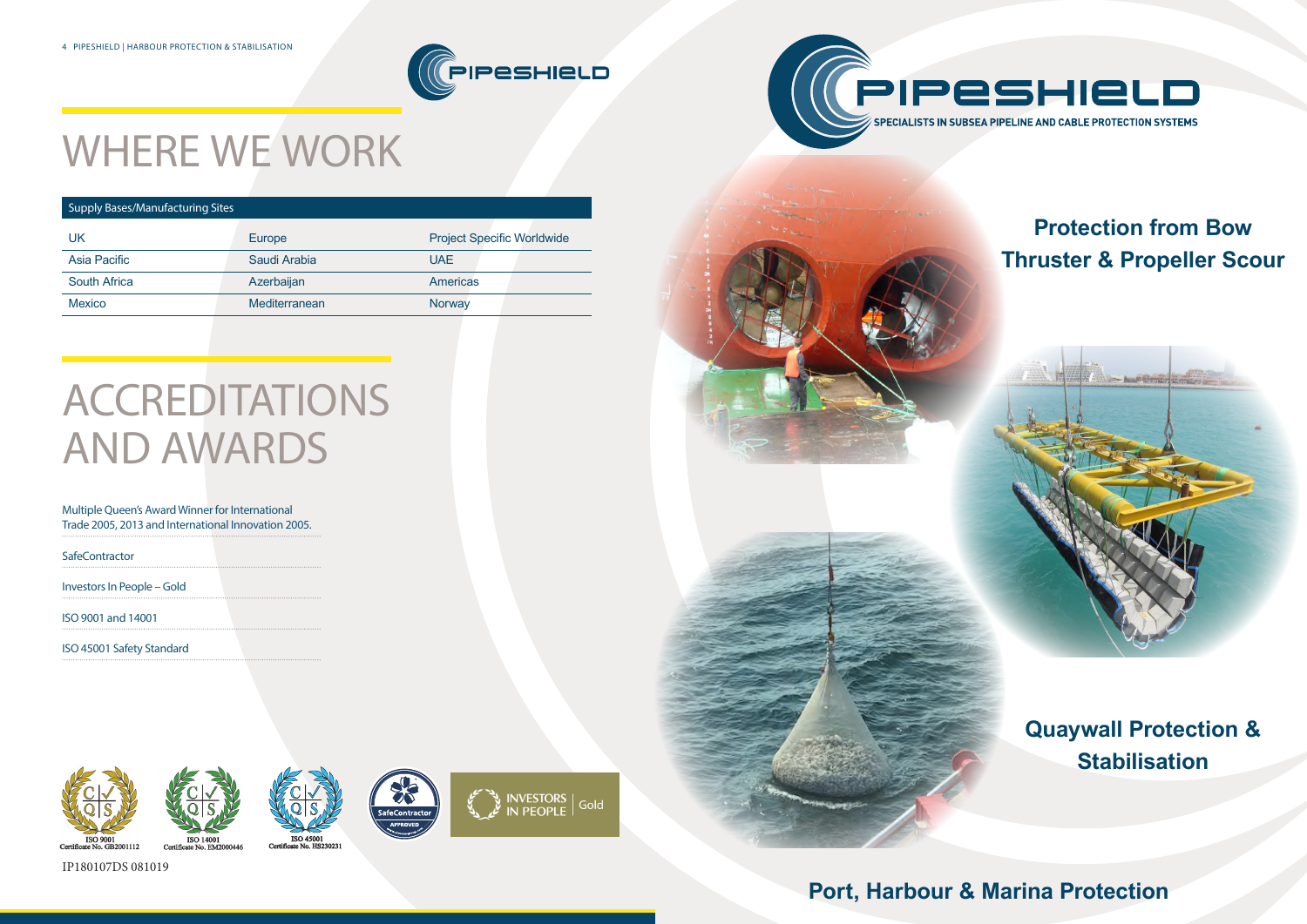PIPESHIELD

# WHERE WE WORK

| Supply Bases/Manufacturing Sites | | |
|---|---|---|
| UK | Europe | Project Specific Worldwide |
| Asia Pacific | Saudi Arabia | UAE |
| South Africa | Azerbaijan | Americas |
| Mexico | Mediterranean | Norway |

# ACCREDITATIONS AND AWARDS

Multiple Queen's Award Winner for International Trade 2005, 2013 and International Innovation 2005.

SafeContractor

Investors In People – Gold

ISO 9001 and 14001

ISO 45001 Safety Standard

ISO 9001 Certificate No. GB2001112

ISO 14001 Certificate No. EM2000446

ISO 45001 Certificate No. HS230231

SafeContractor APPROVED

INVESTORS IN PEOPLE | Gold

IP180107DS 081019

PIPESHIELD

SPECIALISTS IN SUBSEA PIPELINE AND CABLE PROTECTION SYSTEMS

## Protection from Bow Thruster & Propeller Scour

## Quaywall Protection & Stabilisation

## Port, Harbour & Marina Protection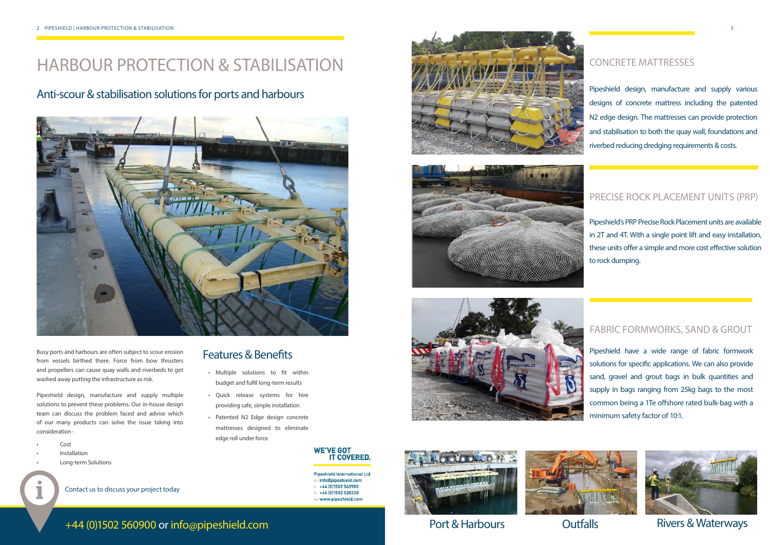# HARBOUR PROTECTION & STABILISATION

## Anti-scour & stabilisation solutions for ports and harbours

Busy ports and harbours are often subject to scour erosion from vessels birthed there. Force from bow thrusters and propellers can cause quay walls and riverbeds to get washed away putting the infrastructure as risk.

Pipeshield design, manufacture and supply multiple solutions to prevent these problems. Our in-house design team can discuss the problem faced and advise which of our many products can solve the issue taking into consideration -

- Cost
- Installation
- Long-term Solutions

Contact us to discuss your project today

## Features & Benefits

- Multiple solutions to fit within budget and fulfil long-term results
- Quick release systems for hire providing safe, simple installation
- Patented N2 Edge design concrete mattresses designed to eliminate edge roll under force

WE'VE GOT IT COVERED.

Pipeshield International Ltd
e: info@pipeshield.com
t: +44 (0)1502 560900
f: +44 (0)1502 538338
w: www.pipeshield.com

+44 (0)1502 560900 or info@pipeshield.com

## CONCRETE MATTRESSES

Pipeshield design, manufacture and supply various designs of concrete mattress including the patented N2 edge design. The mattresses can provide protection and stabilisation to both the quay wall, foundations and riverbed reducing dredging requirements & costs.

## PRECISE ROCK PLACEMENT UNITS (PRP)

Pipeshield's PRP Precise Rock Placement units are available in 2T and 4T. With a single point lift and easy installation, these units offer a simple and more cost effective solution to rock dumping.

## FABRIC FORMWORKS, SAND & GROUT

Pipeshield have a wide range of fabric formwork solutions for specific applications. We can also provide sand, gravel and grout bags in bulk quantities and supply in bags ranging from 25kg bags to the most common being a 1Te offshore rated bulk-bag with a minimum safety factor of 10:1.

Port & Harbours

Outfalls

Rivers & Waterways